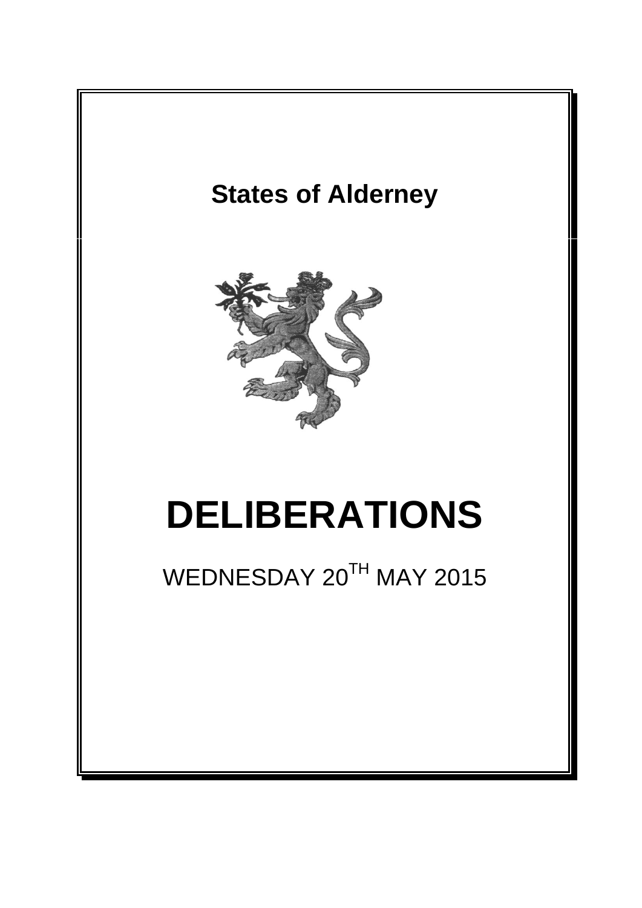# States of Alderney

# DELIBERATIONS

WEDNESDAY 20[TH] MAY 2015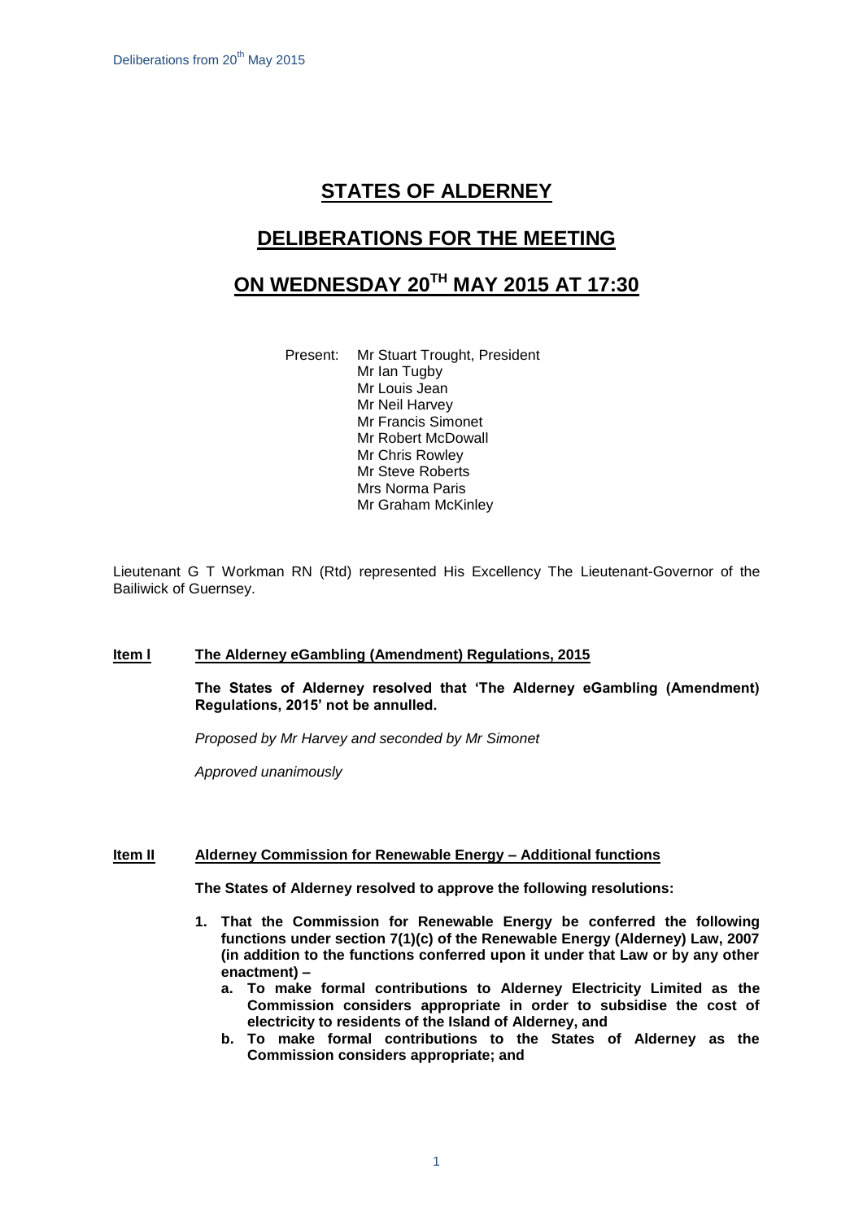# STATES OF ALDERNEY

## DELIBERATIONS FOR THE MEETING

## ON WEDNESDAY 20TH MAY 2015 AT 17:30

Present: Mr Stuart Trought, President
Mr Ian Tugby
Mr Louis Jean
Mr Neil Harvey
Mr Francis Simonet
Mr Robert McDowall
Mr Chris Rowley
Mr Steve Roberts
Mrs Norma Paris
Mr Graham McKinley

Lieutenant G T Workman RN (Rtd) represented His Excellency The Lieutenant-Governor of the Bailiwick of Guernsey.

### Item I The Alderney eGambling (Amendment) Regulations, 2015

**The States of Alderney resolved that 'The Alderney eGambling (Amendment) Regulations, 2015' not be annulled.**

*Proposed by Mr Harvey and seconded by Mr Simonet*

*Approved unanimously*

### Item II Alderney Commission for Renewable Energy – Additional functions

**The States of Alderney resolved to approve the following resolutions:**

1. **That the Commission for Renewable Energy be conferred the following functions under section 7(1)(c) of the Renewable Energy (Alderney) Law, 2007 (in addition to the functions conferred upon it under that Law or by any other enactment) –**
   - **a. To make formal contributions to Alderney Electricity Limited as the Commission considers appropriate in order to subsidise the cost of electricity to residents of the Island of Alderney, and**
   - **b. To make formal contributions to the States of Alderney as the Commission considers appropriate; and**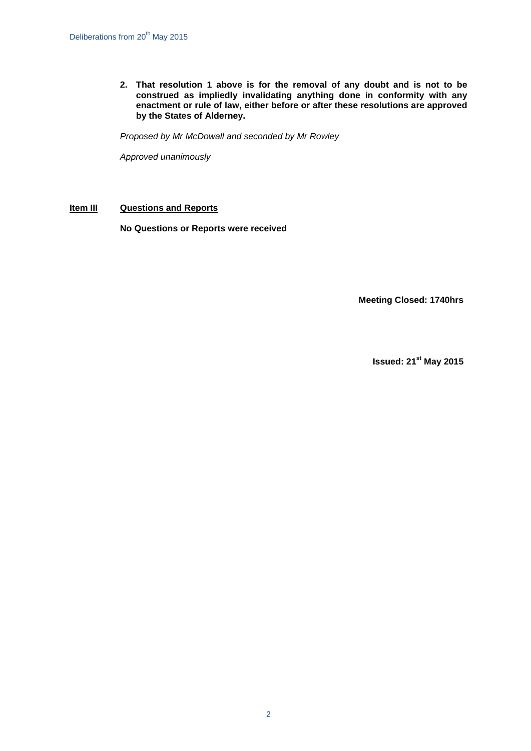**2. That resolution 1 above is for the removal of any doubt and is not to be construed as impliedly invalidating anything done in conformity with any enactment or rule of law, either before or after these resolutions are approved by the States of Alderney.**

*Proposed by Mr McDowall and seconded by Mr Rowley*

*Approved unanimously*

**Item III** **Questions and Reports**

**No Questions or Reports were received**

**Meeting Closed: 1740hrs**

**Issued: 21st May 2015**